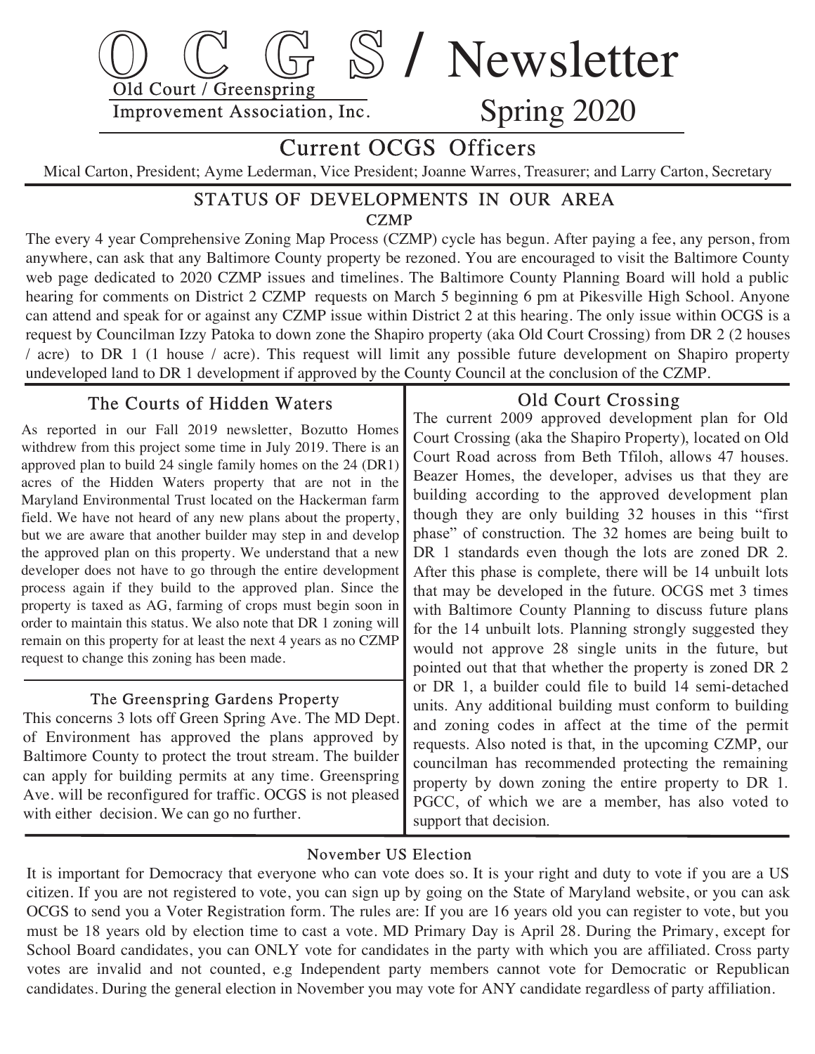# OCGS / Newsletter

Old Court / Greenspring Improvement Association, Inc.

Spring 2020

## Current OCGS Officers

Mical Carton, President; Ayme Lederman, Vice President; Joanne Warres, Treasurer; and Larry Carton, Secretary

## STATUS OF DEVELOPMENTS IN OUR AREA

### CZMP

The every 4 year Comprehensive Zoning Map Process (CZMP) cycle has begun. After paying a fee, any person, from anywhere, can ask that any Baltimore County property be rezoned. You are encouraged to visit the Baltimore County web page dedicated to 2020 CZMP issues and timelines. The Baltimore County Planning Board will hold a public hearing for comments on District 2 CZMP requests on March 5 beginning 6 pm at Pikesville High School. Anyone can attend and speak for or against any CZMP issue within District 2 at this hearing. The only issue within OCGS is a request by Councilman Izzy Patoka to down zone the Shapiro property (aka Old Court Crossing) from DR 2 (2 houses / acre) to DR 1 (1 house / acre). This request will limit any possible future development on Shapiro property undeveloped land to DR 1 development if approved by the County Council at the conclusion of the CZMP.

### The Courts of Hidden Waters

As reported in our Fall 2019 newsletter, Bozutto Homes withdrew from this project some time in July 2019. There is an approved plan to build 24 single family homes on the 24 (DR1) acres of the Hidden Waters property that are not in the Maryland Environmental Trust located on the Hackerman farm field. We have not heard of any new plans about the property, but we are aware that another builder may step in and develop the approved plan on this property. We understand that a new developer does not have to go through the entire development process again if they build to the approved plan. Since the property is taxed as AG, farming of crops must begin soon in order to maintain this status. We also note that DR 1 zoning will remain on this property for at least the next 4 years as no CZMP request to change this zoning has been made.

### The Greenspring Gardens Property

This concerns 3 lots off Green Spring Ave. The MD Dept. of Environment has approved the plans approved by Baltimore County to protect the trout stream. The builder can apply for building permits at any time. Greenspring Ave. will be reconfigured for traffic. OCGS is not pleased with either decision. We can go no further.

### Old Court Crossing

The current 2009 approved development plan for Old Court Crossing (aka the Shapiro Property), located on Old Court Road across from Beth Tfiloh, allows 47 houses. Beazer Homes, the developer, advises us that they are building according to the approved development plan though they are only building 32 houses in this "first phase" of construction. The 32 homes are being built to DR 1 standards even though the lots are zoned DR 2. After this phase is complete, there will be 14 unbuilt lots that may be developed in the future. OCGS met 3 times with Baltimore County Planning to discuss future plans for the 14 unbuilt lots. Planning strongly suggested they would not approve 28 single units in the future, but pointed out that that whether the property is zoned DR 2 or DR 1, a builder could file to build 14 semi-detached units. Any additional building must conform to building and zoning codes in affect at the time of the permit requests. Also noted is that, in the upcoming CZMP, our councilman has recommended protecting the remaining property by down zoning the entire property to DR 1. PGCC, of which we are a member, has also voted to support that decision.

### November US Election

It is important for Democracy that everyone who can vote does so. It is your right and duty to vote if you are a US citizen. If you are not registered to vote, you can sign up by going on the State of Maryland website, or you can ask OCGS to send you a Voter Registration form. The rules are: If you are 16 years old you can register to vote, but you must be 18 years old by election time to cast a vote. MD Primary Day is April 28. During the Primary, except for School Board candidates, you can ONLY vote for candidates in the party with which you are affiliated. Cross party votes are invalid and not counted, e.g Independent party members cannot vote for Democratic or Republican candidates. During the general election in November you may vote for ANY candidate regardless of party affiliation.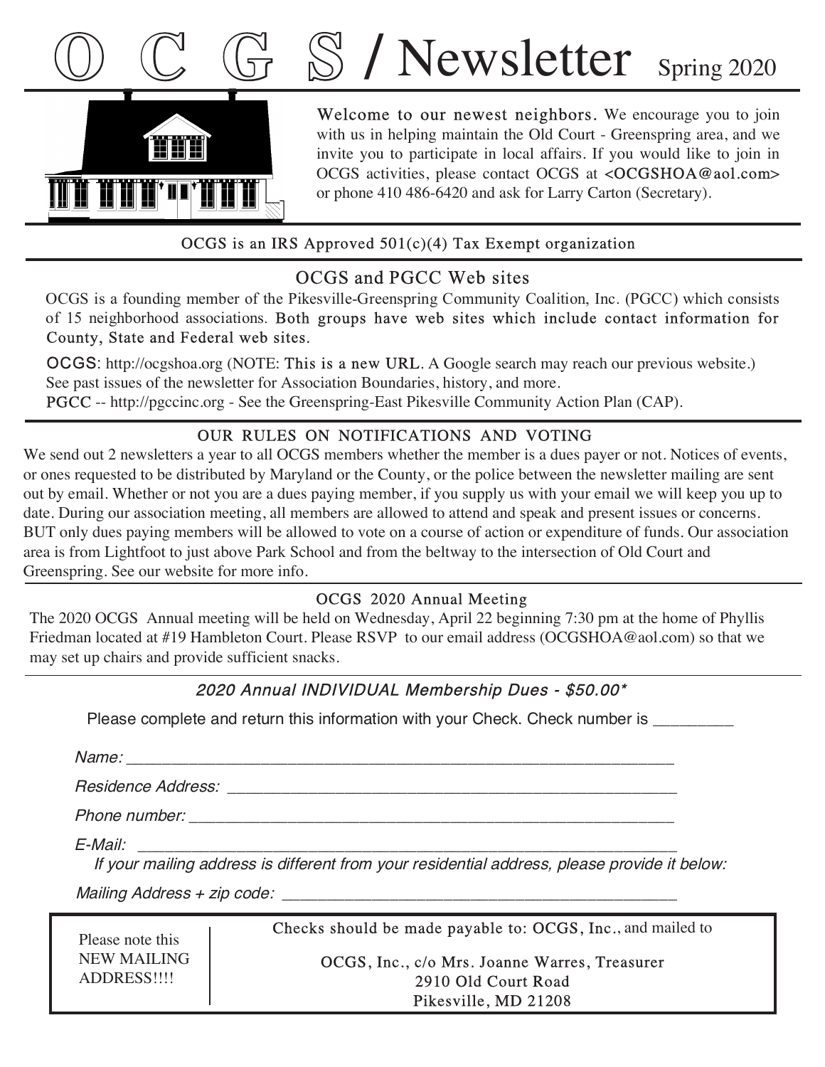# O C G S / Newsletter Spring 2020

**Welcome to our newest neighbors.** We encourage you to join with us in helping maintain the Old Court - Greenspring area, and we invite you to participate in local affairs. If you would like to join in OCGS activities, please contact OCGS at <OCGSHOA@aol.com> or phone 410 486-6420 and ask for Larry Carton (Secretary).

OCGS is an IRS Approved 501(c)(4) Tax Exempt organization

## OCGS and PGCC Web sites

OCGS is a founding member of the Pikesville-Greenspring Community Coalition, Inc. (PGCC) which consists of 15 neighborhood associations. Both groups have web sites which include contact information for County, State and Federal web sites.

OCGS: http://ocgshoa.org (NOTE: This is a new URL. A Google search may reach our previous website.) See past issues of the newsletter for Association Boundaries, history, and more.
PGCC -- http://pgccinc.org - See the Greenspring-East Pikesville Community Action Plan (CAP).

## OUR RULES ON NOTIFICATIONS AND VOTING

We send out 2 newsletters a year to all OCGS members whether the member is a dues payer or not. Notices of events, or ones requested to be distributed by Maryland or the County, or the police between the newsletter mailing are sent out by email. Whether or not you are a dues paying member, if you supply us with your email we will keep you up to date. During our association meeting, all members are allowed to attend and speak and present issues or concerns. BUT only dues paying members will be allowed to vote on a course of action or expenditure of funds. Our association area is from Lightfoot to just above Park School and from the beltway to the intersection of Old Court and Greenspring. See our website for more info.

## OCGS 2020 Annual Meeting

The 2020 OCGS Annual meeting will be held on Wednesday, April 22 beginning 7:30 pm at the home of Phyllis Friedman located at #19 Hambleton Court. Please RSVP to our email address (OCGSHOA@aol.com) so that we may set up chairs and provide sufficient snacks.

## *2020 Annual INDIVIDUAL Membership Dues - $50.00**

Please complete and return this information with your Check. Check number is _________

*Name:* ____________________________________________________________

*Residence Address:* ____________________________________________________

*Phone number:* _______________________________________________________

*E-Mail:* ____________________________________________________________

*If your mailing address is different from your residential address, please provide it below:*

*Mailing Address + zip code:* _________________________________________

Please note this NEW MAILING ADDRESS!!!!

Checks should be made payable to: OCGS, Inc., and mailed to

OCGS, Inc., c/o Mrs. Joanne Warres, Treasurer
2910 Old Court Road
Pikesville, MD 21208